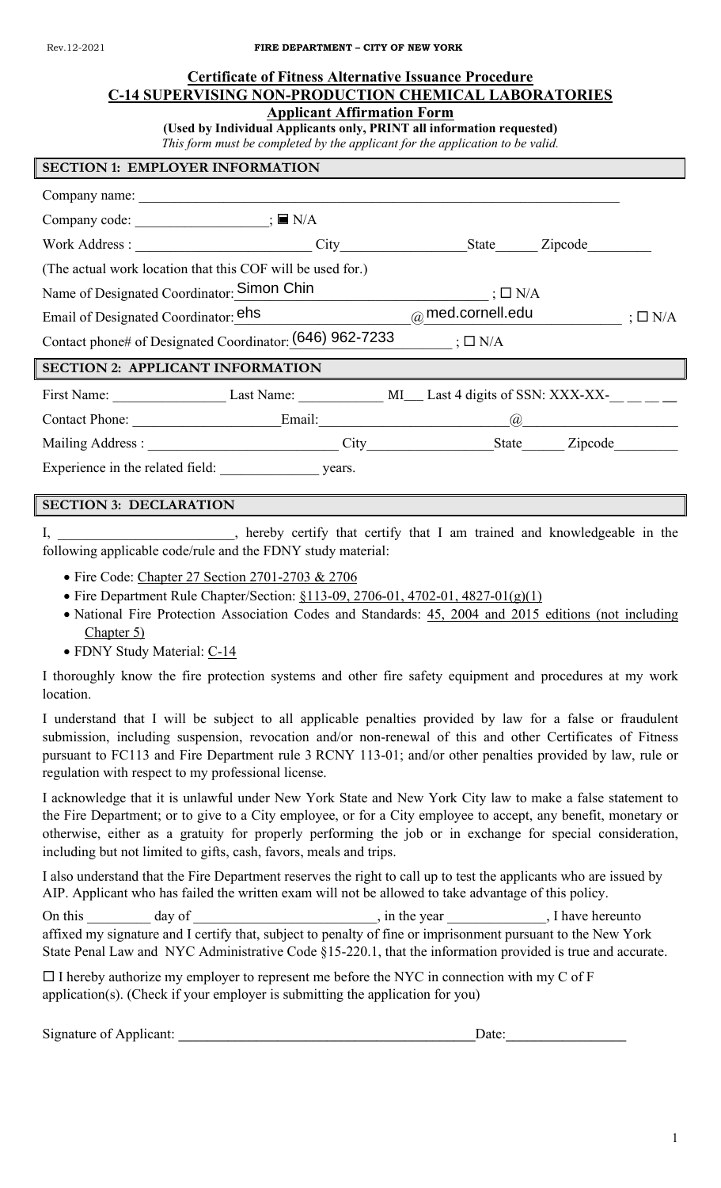Rev.12-2021

**FIRE DEPARTMENT – CITY OF NEW YORK**

# Certificate of Fitness Alternative Issuance Procedure
# C-14 SUPERVISING NON-PRODUCTION CHEMICAL LABORATORIES
## Applicant Affirmation Form

**(Used by Individual Applicants only, PRINT all information requested)**

*This form must be completed by the applicant for the application to be valid.*

### SECTION 1: EMPLOYER INFORMATION

Company name: ______________________________

Company code: __________________; ■ N/A

Work Address : ________________________ City________________ State______ Zipcode_________

(The actual work location that this COF will be used for.)

Name of Designated Coordinator: Simon Chin ; ☐ N/A

Email of Designated Coordinator: ehs @ med.cornell.edu ; ☐ N/A

Contact phone# of Designated Coordinator: (646) 962-7233 ; ☐ N/A

### SECTION 2: APPLICANT INFORMATION

First Name: ________________ Last Name: ____________ MI___ Last 4 digits of SSN: XXX-XX-__ __ __ __

Contact Phone: ____________________ Email:________________________@____________________

Mailing Address : ________________________ City________________ State______ Zipcode_________

Experience in the related field: ______________ years.

### SECTION 3: DECLARATION

I, ________________________, hereby certify that certify that I am trained and knowledgeable in the following applicable code/rule and the FDNY study material:

- Fire Code: Chapter 27 Section 2701-2703 & 2706
- Fire Department Rule Chapter/Section: §113-09, 2706-01, 4702-01, 4827-01(g)(1)
- National Fire Protection Association Codes and Standards: 45, 2004 and 2015 editions (not including Chapter 5)
- FDNY Study Material: C-14

I thoroughly know the fire protection systems and other fire safety equipment and procedures at my work location.

I understand that I will be subject to all applicable penalties provided by law for a false or fraudulent submission, including suspension, revocation and/or non-renewal of this and other Certificates of Fitness pursuant to FC113 and Fire Department rule 3 RCNY 113-01; and/or other penalties provided by law, rule or regulation with respect to my professional license.

I acknowledge that it is unlawful under New York State and New York City law to make a false statement to the Fire Department; or to give to a City employee, or for a City employee to accept, any benefit, monetary or otherwise, either as a gratuity for properly performing the job or in exchange for special consideration, including but not limited to gifts, cash, favors, meals and trips.

I also understand that the Fire Department reserves the right to call up to test the applicants who are issued by AIP. Applicant who has failed the written exam will not be allowed to take advantage of this policy.

On this _________ day of __________________________, in the year _____________, I have hereunto affixed my signature and I certify that, subject to penalty of fine or imprisonment pursuant to the New York State Penal Law and NYC Administrative Code §15-220.1, that the information provided is true and accurate.

☐ I hereby authorize my employer to represent me before the NYC in connection with my C of F application(s). (Check if your employer is submitting the application for you)

Signature of Applicant: ________________________________________ Date: _________________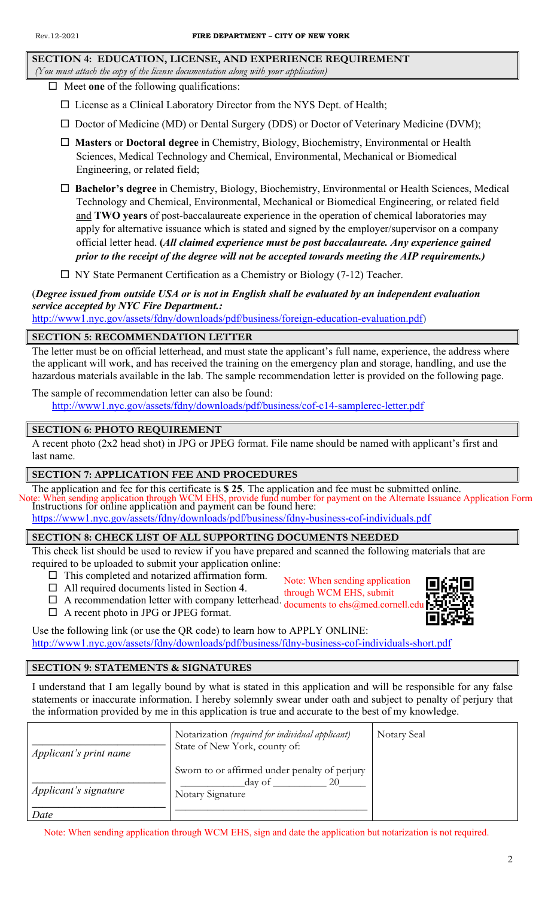## SECTION 4: EDUCATION, LICENSE, AND EXPERIENCE REQUIREMENT

*(You must attach the copy of the license documentation along with your application)*

- ☐ Meet **one** of the following qualifications:
  - ☐ License as a Clinical Laboratory Director from the NYS Dept. of Health;
  - ☐ Doctor of Medicine (MD) or Dental Surgery (DDS) or Doctor of Veterinary Medicine (DVM);
  - ☐ **Masters** or **Doctoral degree** in Chemistry, Biology, Biochemistry, Environmental or Health Sciences, Medical Technology and Chemical, Environmental, Mechanical or Biomedical Engineering, or related field;
  - ☐ **Bachelor's degree** in Chemistry, Biology, Biochemistry, Environmental or Health Sciences, Medical Technology and Chemical, Environmental, Mechanical or Biomedical Engineering, or related field and **TWO years** of post-baccalaureate experience in the operation of chemical laboratories may apply for alternative issuance which is stated and signed by the employer/supervisor on a company official letter head. **(*All claimed experience must be post baccalaureate. Any experience gained prior to the receipt of the degree will not be accepted towards meeting the AIP requirements.*)**
  - ☐ NY State Permanent Certification as a Chemistry or Biology (7-12) Teacher.

(***Degree issued from outside USA or is not in English shall be evaluated by an independent evaluation service accepted by NYC Fire Department.:*** http://www1.nyc.gov/assets/fdny/downloads/pdf/business/foreign-education-evaluation.pdf)

## SECTION 5: RECOMMENDATION LETTER

The letter must be on official letterhead, and must state the applicant's full name, experience, the address where the applicant will work, and has received the training on the emergency plan and storage, handling, and use the hazardous materials available in the lab. The sample recommendation letter is provided on the following page.

The sample of recommendation letter can also be found:
http://www1.nyc.gov/assets/fdny/downloads/pdf/business/cof-c14-samplerec-letter.pdf

## SECTION 6: PHOTO REQUIREMENT

A recent photo (2x2 head shot) in JPG or JPEG format. File name should be named with applicant's first and last name.

## SECTION 7: APPLICATION FEE AND PROCEDURES

The application and fee for this certificate is **$ 25**. The application and fee must be submitted online.

Note: When sending application through WCM EHS, provide fund number for payment on the Alternate Issuance Application Form

Instructions for online application and payment can be found here:
https://www1.nyc.gov/assets/fdny/downloads/pdf/business/fdny-business-cof-individuals.pdf

## SECTION 8: CHECK LIST OF ALL SUPPORTING DOCUMENTS NEEDED

This check list should be used to review if you have prepared and scanned the following materials that are required to be uploaded to submit your application online:

- ☐ This completed and notarized affirmation form.
- ☐ All required documents listed in Section 4.
- ☐ A recommendation letter with company letterhead.
- ☐ A recent photo in JPG or JPEG format.

Note: When sending application through WCM EHS, submit documents to ehs@med.cornell.edu

Use the following link (or use the QR code) to learn how to APPLY ONLINE:
http://www1.nyc.gov/assets/fdny/downloads/pdf/business/fdny-business-cof-individuals-short.pdf

## SECTION 9: STATEMENTS & SIGNATURES

I understand that I am legally bound by what is stated in this application and will be responsible for any false statements or inaccurate information. I hereby solemnly swear under oath and subject to penalty of perjury that the information provided by me in this application is true and accurate to the best of my knowledge.

| | | |
|---|---|---|
| _______________<br>*Applicant's print name* | Notarization *(required for individual applicant)*<br>State of New York, county of: | Notary Seal |
| _______________<br>*Applicant's signature* | Sworn to or affirmed under penalty of perjury<br>__________day of __________ 20_____<br>Notary Signature | |
| _______________<br>*Date* | _______________________________ | |

Note: When sending application through WCM EHS, sign and date the application but notarization is not required.